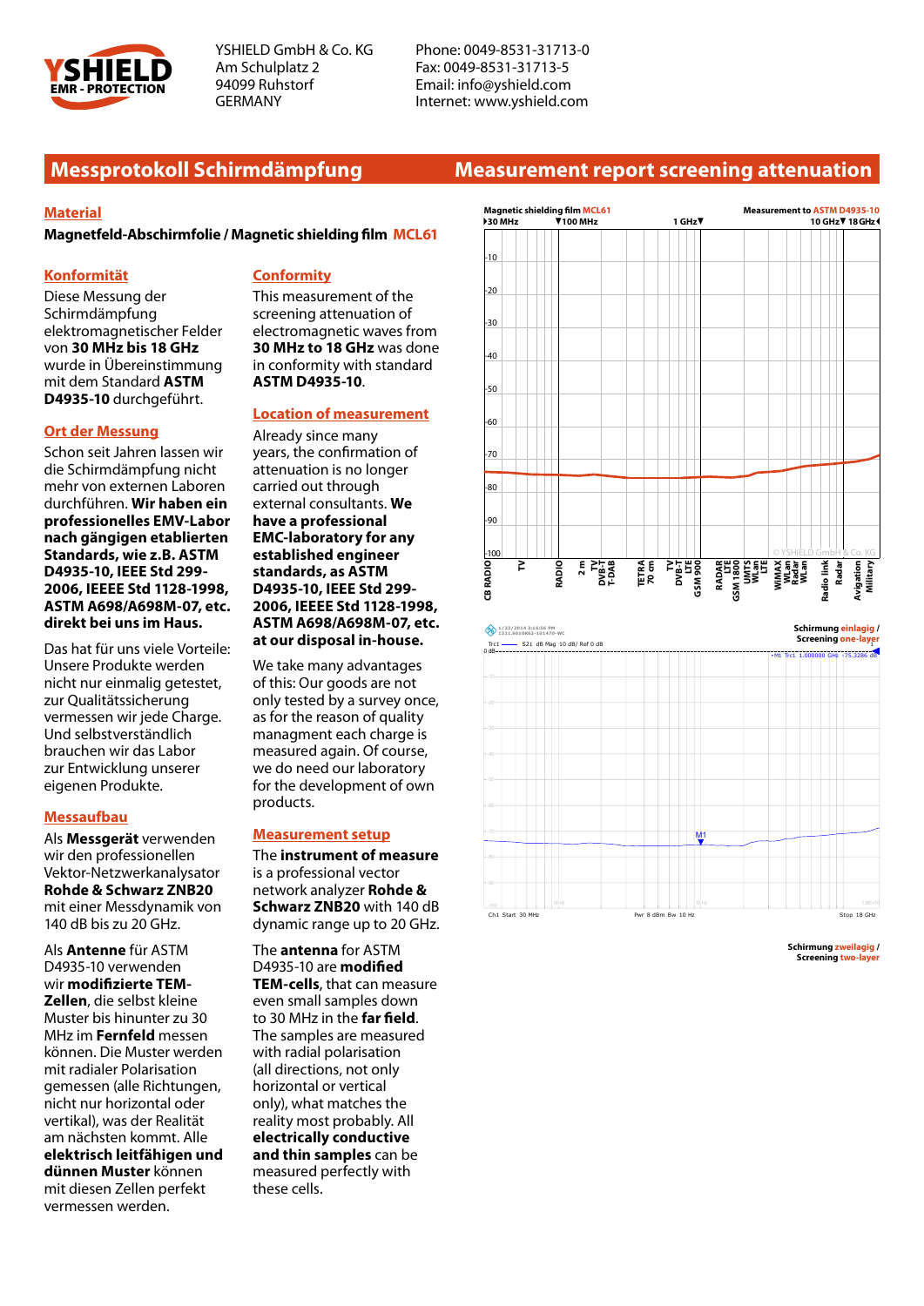YSHIELD EMR - PROTECTION

YSHIELD GmbH & Co. KG
Am Schulplatz 2
94099 Ruhstorf
GERMANY

Phone: 0049-8531-31713-0
Fax: 0049-8531-31713-5
Email: info@yshield.com
Internet: www.yshield.com

# Messprotokoll Schirmdämpfung — Measurement report screening attenuation

## Material

**Magnetfeld-Abschirmfolie / Magnetic shielding film MCL61**

## Konformität

Diese Messung der Schirmdämpfung elektromagnetischer Felder von **30 MHz bis 18 GHz** wurde in Übereinstimmung mit dem Standard **ASTM D4935-10** durchgeführt.

## Ort der Messung

Schon seit Jahren lassen wir die Schirmdämpfung nicht mehr von externen Laboren durchführen. **Wir haben ein professionelles EMV-Labor nach gängigen etablierten Standards, wie z.B. ASTM D4935-10, IEEE Std 299-2006, IEEE Std 1128-1998, ASTM A698/A698M-07, etc. direkt bei uns im Haus.**

Das hat für uns viele Vorteile: Unsere Produkte werden nicht nur einmalig getestet, zur Qualitätssicherung vermessen wir jede Charge. Und selbstverständlich brauchen wir das Labor zur Entwicklung unserer eigenen Produkte.

## Messaufbau

Als **Messgerät** verwenden wir den professionellen Vektor-Netzwerkanalysator **Rohde & Schwarz ZNB20** mit einer Messdynamik von 140 dB bis zu 20 GHz.

Als **Antenne** für ASTM D4935-10 verwenden wir **modifizierte TEM-Zellen**, die selbst kleine Muster bis hinunter zu 30 MHz im **Fernfeld** messen können. Die Muster werden mit radialer Polarisation gemessen (alle Richtungen, nicht nur horizontal oder vertikal), was der Realität am nächsten kommt. Alle **elektrisch leitfähigen und dünnen Muster** können mit diesen Zellen perfekt vermessen werden.

## Conformity

This measurement of the screening attenuation of electromagnetic waves from **30 MHz to 18 GHz** was done in conformity with standard **ASTM D4935-10**.

## Location of measurement

Already since many years, the confirmation of attenuation is no longer carried out through external consultants. **We have a professional EMC-laboratory for any established engineer standards, as ASTM D4935-10, IEEE Std 299-2006, IEEE Std 1128-1998, ASTM A698/A698M-07, etc. at our disposal in-house.**

We take many advantages of this: Our goods are not only tested by a survey once, as for the reason of quality managment each charge is measured again. Of course, we do need our laboratory for the development of own products.

## Measurement setup

The **instrument of measure** is a professional vector network analyzer **Rohde & Schwarz ZNB20** with 140 dB dynamic range up to 20 GHz.

The **antenna** for ASTM D4935-10 are **modified TEM-cells**, that can measure even small samples down to 30 MHz in the **far field**. The samples are measured with radial polarisation (all directions, not only horizontal or vertical only), what matches the reality most probably. All **electrically conductive and thin samples** can be measured perfectly with these cells.

Magnetic shielding film MCL61
Measurement to ASTM D4935-10
30 MHz, 100 MHz, 1 GHz, 10 GHz, 18 GHz
-10, -20, -30, -40, -50, -60, -70, -80, -90, -100
© YSHIELD GmbH & Co. KG
CB RADIO, TV, RADIO, 2 m, TV, DVB-T, T-DAB, TETRA, 70 cm, TV, DVB-T, LTE, GSM 900, RADAR, LTE, GSM 1800, UMTS, WLan, LTE, WiMAX, WLan, Radar, WLan, Radio link, Radar, Avigation, Military

Schirmung einlagig / Screening one-layer

Trc1 S21 dB Mag 10 dB/ Ref 0 dB
M1 Trc1 1.000000 GHz -75.3286 dB
Ch1 Start 30 MHz Pwr 8 dBm Bw 10 Hz Stop 18 GHz

Schirmung zweilagig / Screening two-layer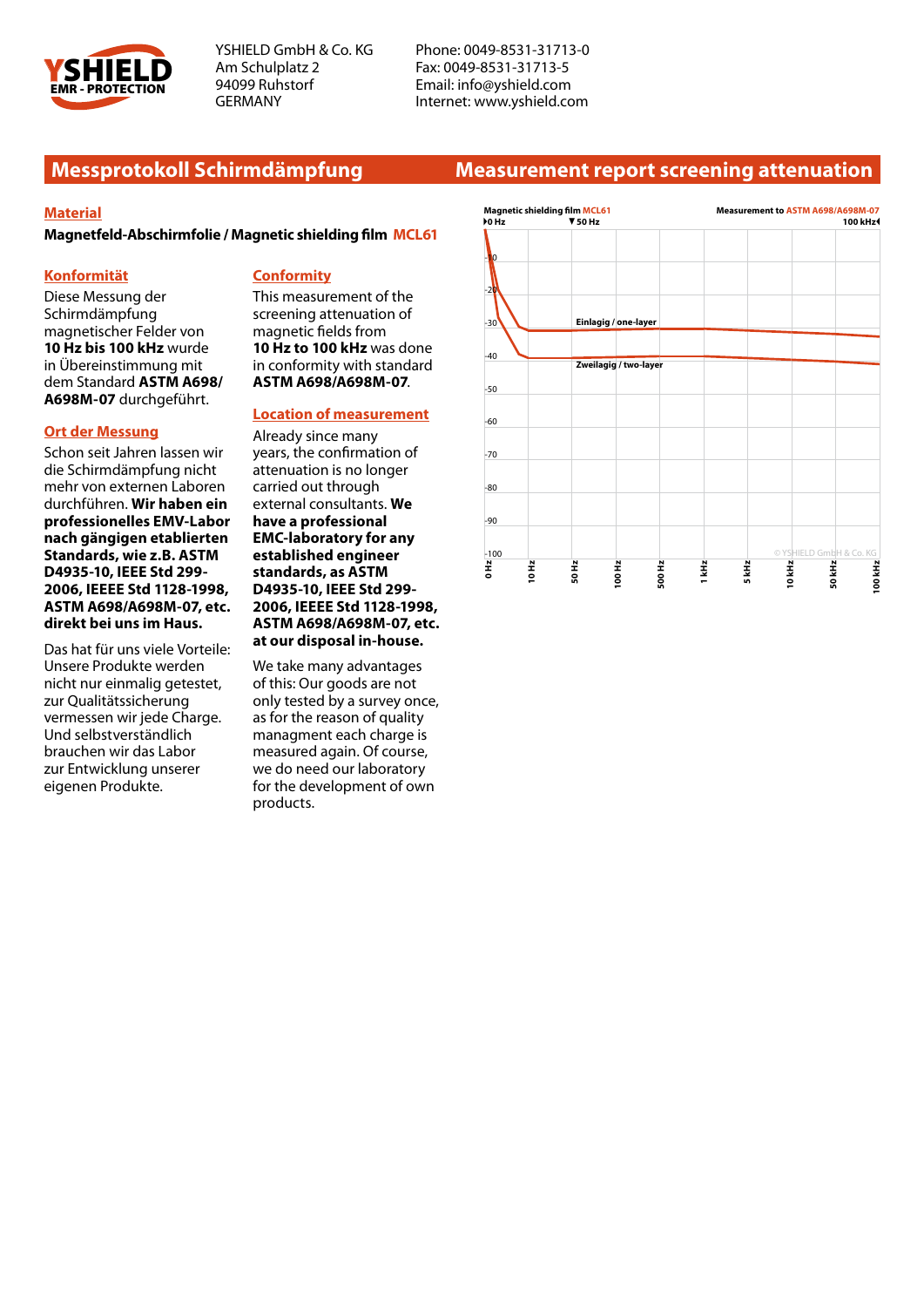YSHIELD GmbH & Co. KG
Am Schulplatz 2
94099 Ruhstorf
GERMANY

Phone: 0049-8531-31713-0
Fax: 0049-8531-31713-5
Email: info@yshield.com
Internet: www.yshield.com

# Messprotokoll Schirmdämpfung

# Measurement report screening attenuation

## Material

**Magnetfeld-Abschirmfolie / Magnetic shielding film MCL61**

## Konformität

Diese Messung der Schirmdämpfung magnetischer Felder von **10 Hz bis 100 kHz** wurde in Übereinstimmung mit dem Standard **ASTM A698/ A698M-07** durchgeführt.

## Ort der Messung

Schon seit Jahren lassen wir die Schirmdämpfung nicht mehr von externen Laboren durchführen. **Wir haben ein professionelles EMV-Labor nach gängigen etablierten Standards, wie z.B. ASTM D4935-10, IEEE Std 299-2006, IEEE Std 1128-1998, ASTM A698/A698M-07, etc. direkt bei uns im Haus.**

Das hat für uns viele Vorteile: Unsere Produkte werden nicht nur einmalig getestet, zur Qualitätssicherung vermessen wir jede Charge. Und selbstverständlich brauchen wir das Labor zur Entwicklung unserer eigenen Produkte.

## Conformity

This measurement of the screening attenuation of magnetic fields from **10 Hz to 100 kHz** was done in conformity with standard **ASTM A698/A698M-07**.

## Location of measurement

Already since many years, the confirmation of attenuation is no longer carried out through external consultants. **We have a professional EMC-laboratory for any established engineer standards, as ASTM D4935-10, IEEE Std 299-2006, IEEEE Std 1128-1998, ASTM A698/A698M-07, etc. at our disposal in-house.**

We take many advantages of this: Our goods are not only tested by a survey once, as for the reason of quality managment each charge is measured again. Of course, we do need our laboratory for the development of own products.

Magnetic shielding film MCL61
Measurement to ASTM A698/A698M-07
0 Hz
50 Hz
100 kHz
-10
-20
-30
-40
-50
-60
-70
-80
-90
-100
Einlagig / one-layer
Zweilagig / two-layer
0 Hz
10 Hz
50 Hz
100 Hz
500 Hz
1 kHz
5 kHz
10 kHz
50 kHz
100 kHz
© YSHIELD GmbH & Co. KG